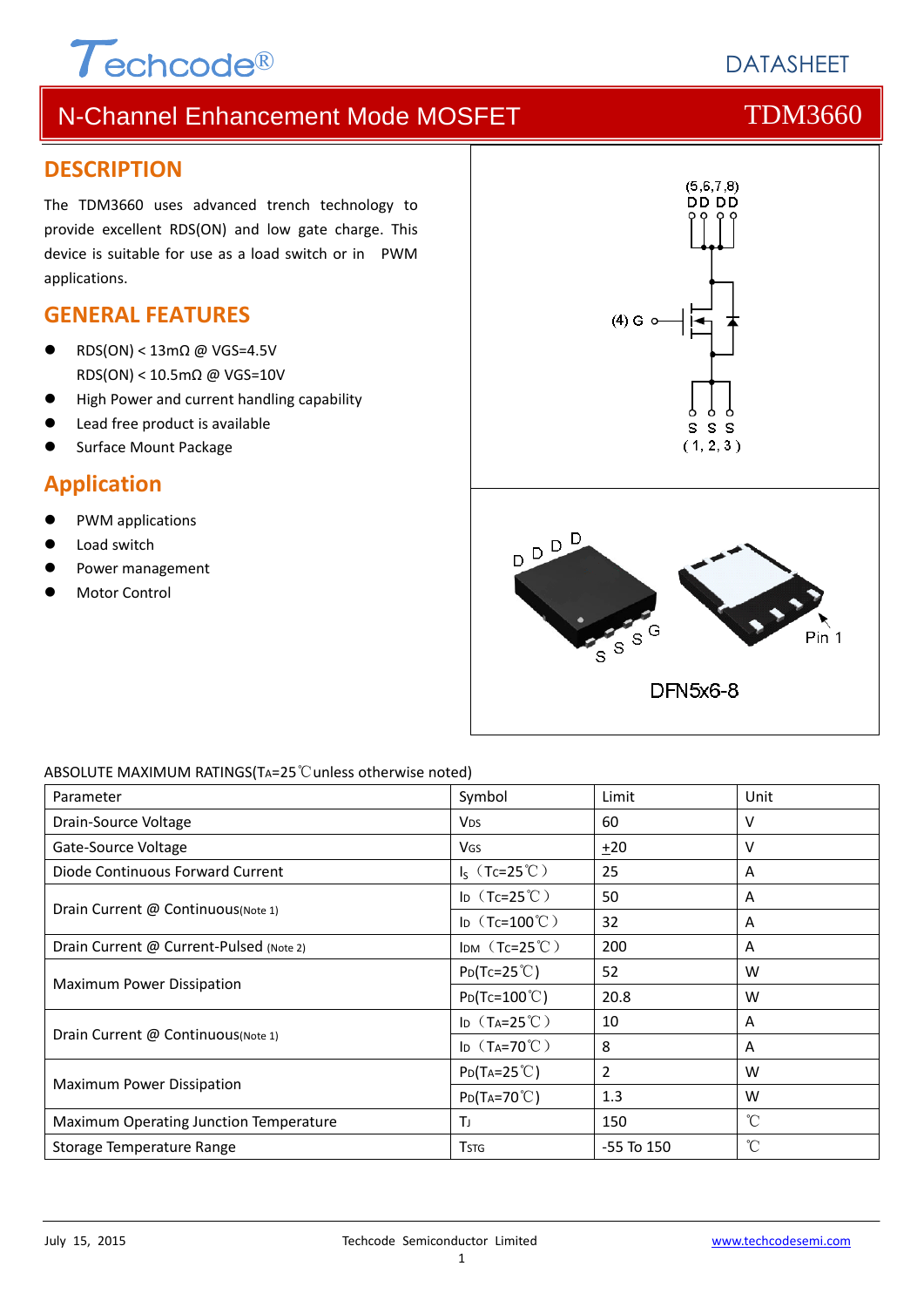# N-Channel Enhancement Mode MOSFET — TDM3660

## DESCRIPTION

The TDM3660 uses advanced trench technology to provide excellent RDS(ON) and low gate charge. This device is suitable for use as a load switch or in PWM applications.

## GENERAL FEATURES

- RDS(ON) < 13mΩ @ VGS=4.5V
  RDS(ON) < 10.5mΩ @ VGS=10V
- High Power and current handling capability
- Lead free product is available
- Surface Mount Package

## Application

- PWM applications
- Load switch
- Power management
- Motor Control

(5,6,7,8) D D D D

(4) G

S S S (1, 2, 3)

D D D D

S S S G

Pin 1

DFN5x6-8

ABSOLUTE MAXIMUM RATINGS($T_A$=25℃unless otherwise noted)

| Parameter | Symbol | Limit | Unit |
|---|---|---|---|
| Drain-Source Voltage | $V_{DS}$ | 60 | V |
| Gate-Source Voltage | $V_{GS}$ | ±20 | V |
| Diode Continuous Forward Current | $I_S$（$T_C$=25℃） | 25 | A |
| Drain Current @ Continuous(Note 1) | $I_D$（$T_C$=25℃） | 50 | A |
| | $I_D$（$T_C$=100℃） | 32 | A |
| Drain Current @ Current-Pulsed (Note 2) | $I_{DM}$（$T_C$=25℃） | 200 | A |
| Maximum Power Dissipation | $P_D$($T_C$=25℃) | 52 | W |
| | $P_D$($T_C$=100℃) | 20.8 | W |
| Drain Current @ Continuous(Note 1) | $I_D$（$T_A$=25℃） | 10 | A |
| | $I_D$（$T_A$=70℃） | 8 | A |
| Maximum Power Dissipation | $P_D$($T_A$=25℃) | 2 | W |
| | $P_D$($T_A$=70℃) | 1.3 | W |
| Maximum Operating Junction Temperature | $T_J$ | 150 | ℃ |
| Storage Temperature Range | $T_{STG}$ | -55 To 150 | ℃ |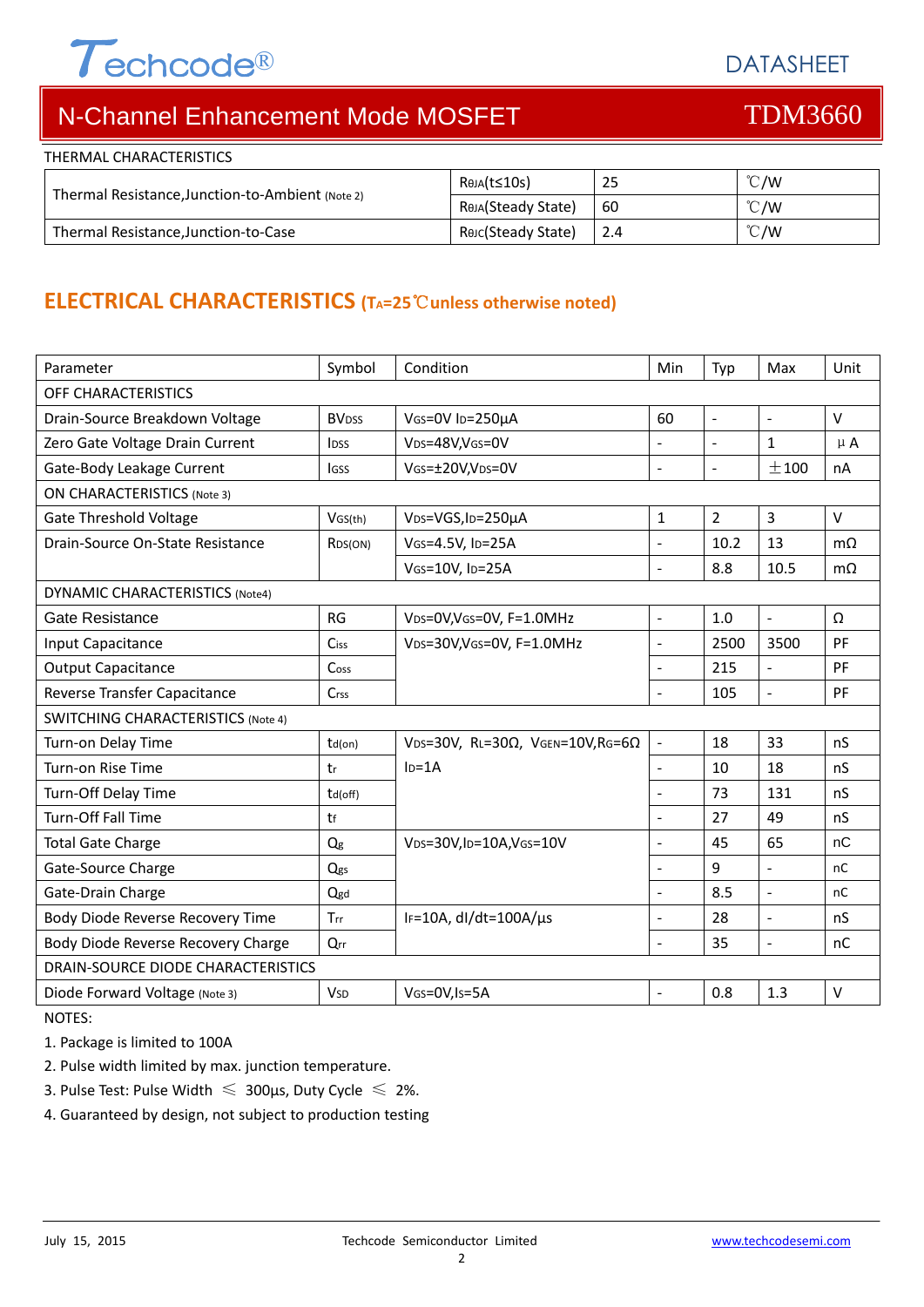THERMAL CHARACTERISTICS

| | | | |
|---|---|---|---|
| Thermal Resistance,Junction-to-Ambient (Note 2) | $R_{θJA}$(t≤10s) | 25 | ℃/W |
| | $R_{θJA}$(Steady State) | 60 | ℃/W |
| Thermal Resistance,Junction-to-Case | $R_{θJC}$(Steady State) | 2.4 | ℃/W |

## ELECTRICAL CHARACTERISTICS ($T_A$=25℃unless otherwise noted)

| Parameter | Symbol | Condition | Min | Typ | Max | Unit |
|---|---|---|---|---|---|---|
| OFF CHARACTERISTICS | | | | | | |
| Drain-Source Breakdown Voltage | $BV_{DSS}$ | $V_{GS}$=0V $I_D$=250μA | 60 | - | - | V |
| Zero Gate Voltage Drain Current | $I_{DSS}$ | $V_{DS}$=48V,$V_{GS}$=0V | - | - | 1 | μA |
| Gate-Body Leakage Current | $I_{GSS}$ | $V_{GS}$=±20V,$V_{DS}$=0V | - | - | ±100 | nA |
| ON CHARACTERISTICS (Note 3) | | | | | | |
| Gate Threshold Voltage | $V_{GS(th)}$ | $V_{DS}$=VGS,$I_D$=250μA | 1 | 2 | 3 | V |
| Drain-Source On-State Resistance | $R_{DS(ON)}$ | $V_{GS}$=4.5V, $I_D$=25A | - | 10.2 | 13 | mΩ |
| | | $V_{GS}$=10V, $I_D$=25A | - | 8.8 | 10.5 | mΩ |
| DYNAMIC CHARACTERISTICS (Note4) | | | | | | |
| Gate Resistance | RG | $V_{DS}$=0V,$V_{GS}$=0V, F=1.0MHz | - | 1.0 | - | Ω |
| Input Capacitance | $C_{iss}$ | $V_{DS}$=30V,$V_{GS}$=0V, F=1.0MHz | - | 2500 | 3500 | PF |
| Output Capacitance | $C_{oss}$ | | - | 215 | - | PF |
| Reverse Transfer Capacitance | $C_{rss}$ | | - | 105 | - | PF |
| SWITCHING CHARACTERISTICS (Note 4) | | | | | | |
| Turn-on Delay Time | $t_{d(on)}$ | $V_{DS}$=30V, $R_L$=30Ω, $V_{GEN}$=10V,$R_G$=6Ω $I_D$=1A | - | 18 | 33 | nS |
| Turn-on Rise Time | $t_r$ | | - | 10 | 18 | nS |
| Turn-Off Delay Time | $t_{d(off)}$ | | - | 73 | 131 | nS |
| Turn-Off Fall Time | $t_f$ | | - | 27 | 49 | nS |
| Total Gate Charge | $Q_g$ | $V_{DS}$=30V,$I_D$=10A,$V_{GS}$=10V | - | 45 | 65 | nC |
| Gate-Source Charge | $Q_{gs}$ | | - | 9 | - | nC |
| Gate-Drain Charge | $Q_{gd}$ | | - | 8.5 | - | nC |
| Body Diode Reverse Recovery Time | $T_{rr}$ | $I_F$=10A, dI/dt=100A/μs | - | 28 | - | nS |
| Body Diode Reverse Recovery Charge | $Q_{rr}$ | | - | 35 | - | nC |
| DRAIN-SOURCE DIODE CHARACTERISTICS | | | | | | |
| Diode Forward Voltage (Note 3) | $V_{SD}$ | $V_{GS}$=0V,$I_S$=5A | - | 0.8 | 1.3 | V |

NOTES:

1. Package is limited to 100A
2. Pulse width limited by max. junction temperature.
3. Pulse Test: Pulse Width ≤ 300μs, Duty Cycle ≤ 2%.
4. Guaranteed by design, not subject to production testing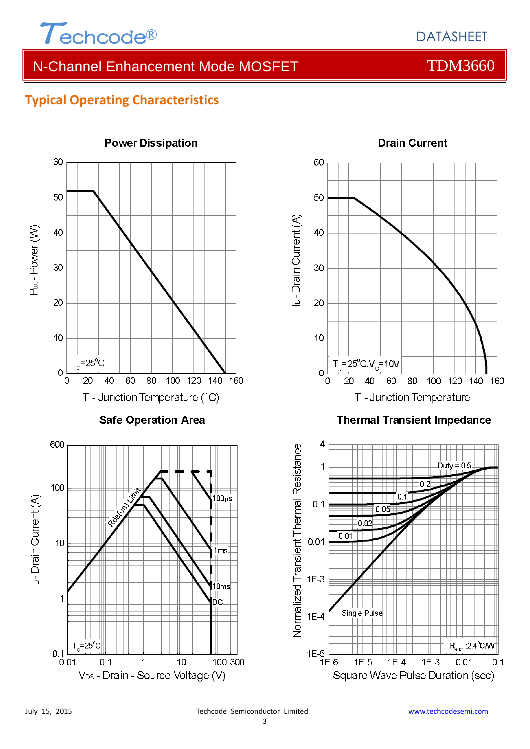# N-Channel Enhancement Mode MOSFET — TDM3660

## Typical Operating Characteristics

**Power Dissipation**

$P_{tot}$ - Power (W)

$T_C$=25°C

$T_j$ - Junction Temperature (°C)

**Drain Current**

$I_D$ - Drain Current (A)

$T_C$=25°C,$V_G$=10V

$T_j$ - Junction Temperature

**Safe Operation Area**

$I_D$ - Drain Current (A)

Rds(on) Limit

100μs

1ms

10ms

DC

$T_C$=25°C

$V_{DS}$ - Drain - Source Voltage (V)

**Thermal Transient Impedance**

Normalized Transient Thermal Resistance

Duty = 0.5

0.2

0.1

0.05

0.02

0.01

Single Pulse

$R_{\theta JC}$ :2.4°C/W

Square Wave Pulse Duration (sec)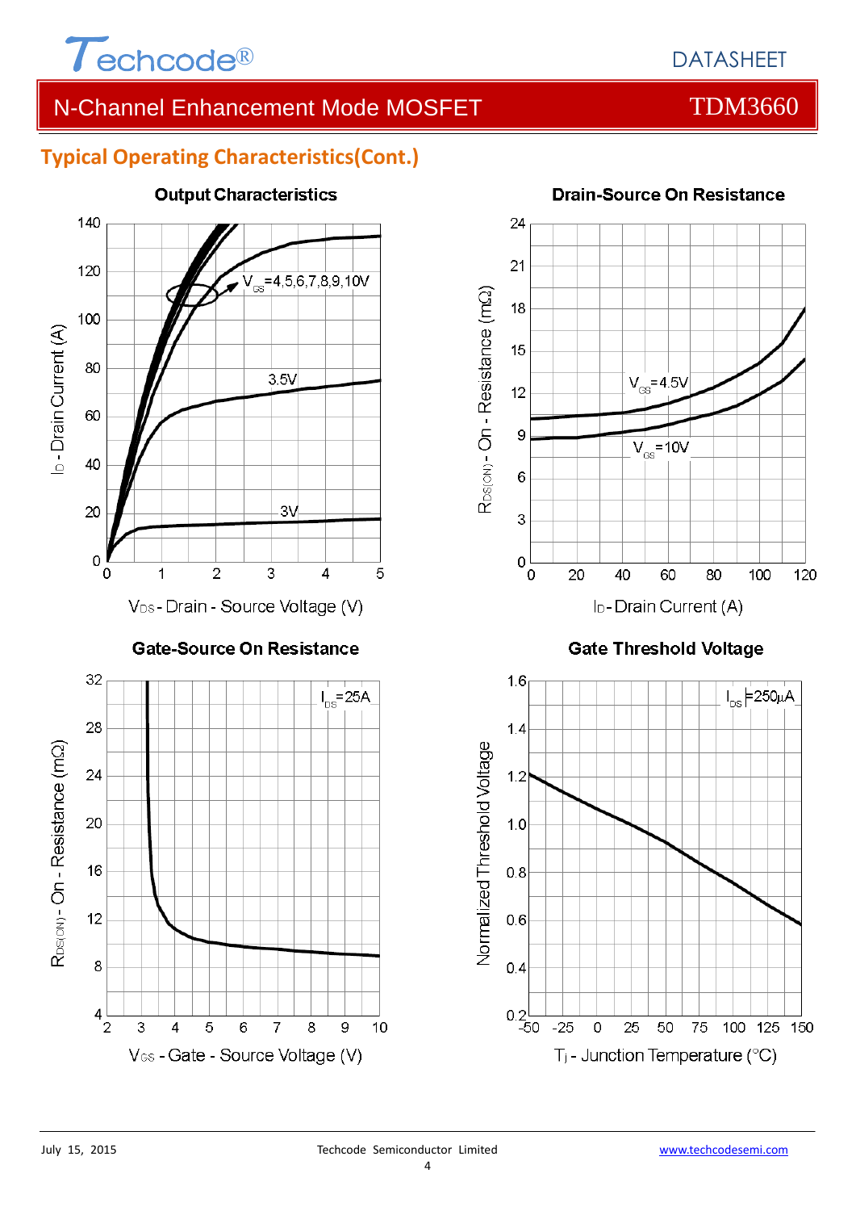## Typical Operating Characteristics(Cont.)

**Output Characteristics**

$V_{GS}$=4,5,6,7,8,9,10V

3.5V

3V

$I_D$ - Drain Current (A)

$V_{DS}$ - Drain - Source Voltage (V)

**Drain-Source On Resistance**

$V_{GS}$=4.5V

$V_{GS}$=10V

$R_{DS(ON)}$ - On - Resistance (mΩ)

$I_D$ - Drain Current (A)

**Gate-Source On Resistance**

$I_{DS}$=25A

$R_{DS(ON)}$ - On - Resistance (mΩ)

$V_{GS}$ - Gate - Source Voltage (V)

**Gate Threshold Voltage**

$I_{DS}$=250μA

Normalized Threshold Voltage

$T_j$ - Junction Temperature (°C)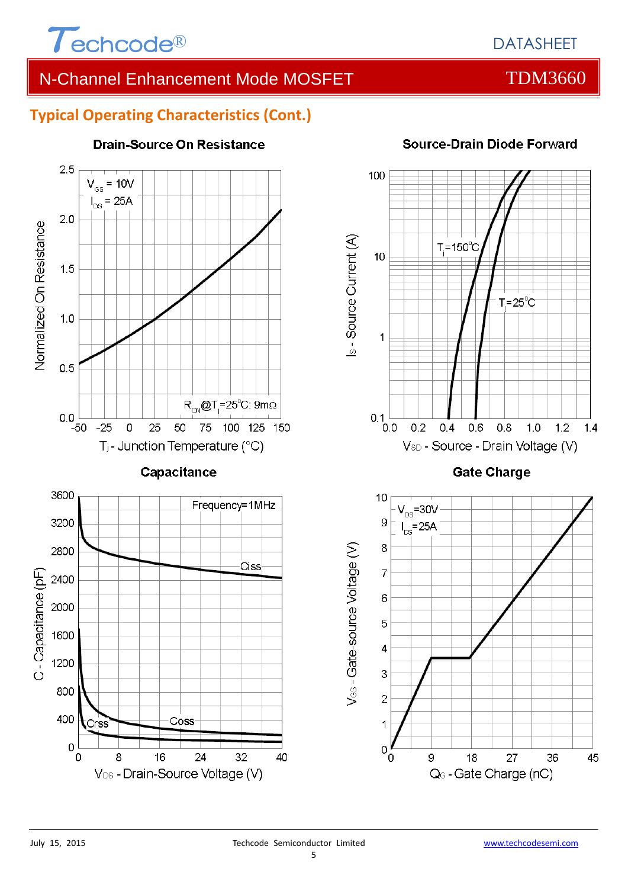## Typical Operating Characteristics (Cont.)

### Drain-Source On Resistance

$V_{GS}$ = 10V
$I_{DS}$ = 25A

$R_{ON}$@$T_j$=25°C: 9mΩ

Normalized On Resistance

$T_j$ - Junction Temperature (°C)

### Source-Drain Diode Forward

$T_j$=150°C

$T_j$=25°C

$I_S$ - Source Current (A)

$V_{SD}$ - Source - Drain Voltage (V)

### Capacitance

Frequency=1MHz

Ciss

Coss

Crss

C - Capacitance (pF)

$V_{DS}$ - Drain-Source Voltage (V)

### Gate Charge

$V_{DS}$=30V
$I_{DS}$=25A

$V_{GS}$ - Gate-source Voltage (V)

$Q_G$ - Gate Charge (nC)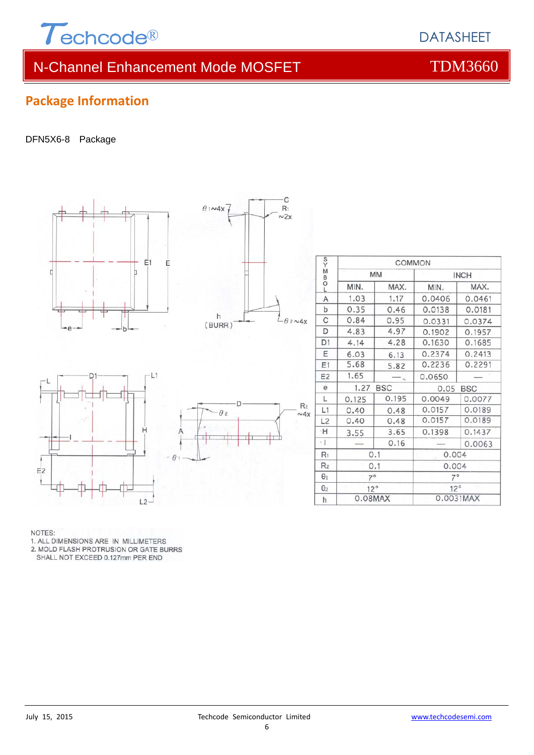## Package Information

DFN5X6-8 Package

| SYMBOL | COMMON | | | |
|---|---|---|---|---|
| | MM | | INCH | |
| | MIN. | MAX. | MIN. | MAX. |
| A | 1.03 | 1.17 | 0.0406 | 0.0461 |
| b | 0.35 | 0.46 | 0.0138 | 0.0181 |
| C | 0.84 | 0.95 | 0.0331 | 0.0374 |
| D | 4.83 | 4.97 | 0.1902 | 0.1957 |
| D1 | 4.14 | 4.28 | 0.1630 | 0.1685 |
| E | 6.03 | 6.13 | 0.2374 | 0.2413 |
| E1 | 5.68 | 5.82 | 0.2236 | 0.2291 |
| E2 | 1.65 | — | 0.0650 | — |
| e | 1.27 BSC | | 0.05 BSC | |
| L | 0.125 | 0.195 | 0.0049 | 0.0077 |
| L1 | 0.40 | 0.48 | 0.0157 | 0.0189 |
| L2 | 0.40 | 0.48 | 0.0157 | 0.0189 |
| H | 3.55 | 3.65 | 0.1398 | 0.1437 |
| I | — | 0.16 | — | 0.0063 |
| $R_1$ | 0.1 | | 0.004 | |
| $R_2$ | 0.1 | | 0.004 | |
| $\theta_1$ | 7° | | 7° | |
| $\theta_2$ | 12° | | 12° | |
| h | 0.08MAX | | 0.0031MAX | |

NOTES:
1. ALL DIMENSIONS ARE IN MILLIMETERS
2. MOLD FLASH PROTRUSION OR GATE BURRS SHALL NOT EXCEED 0.127mm PER END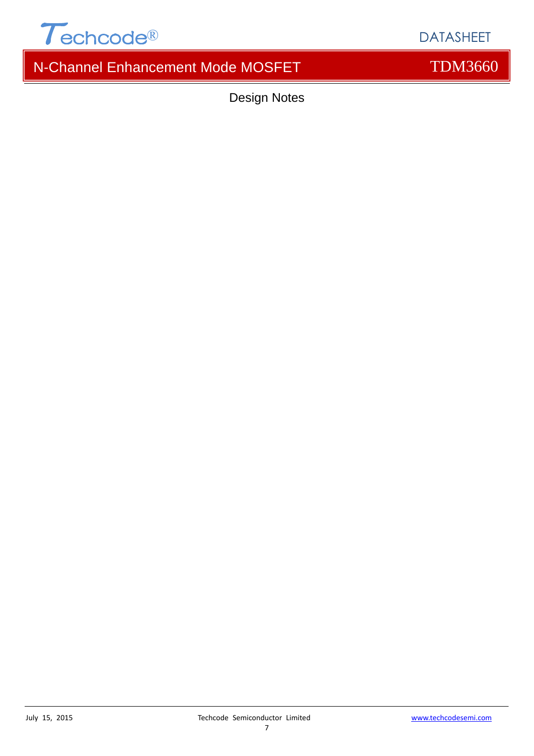Design Notes